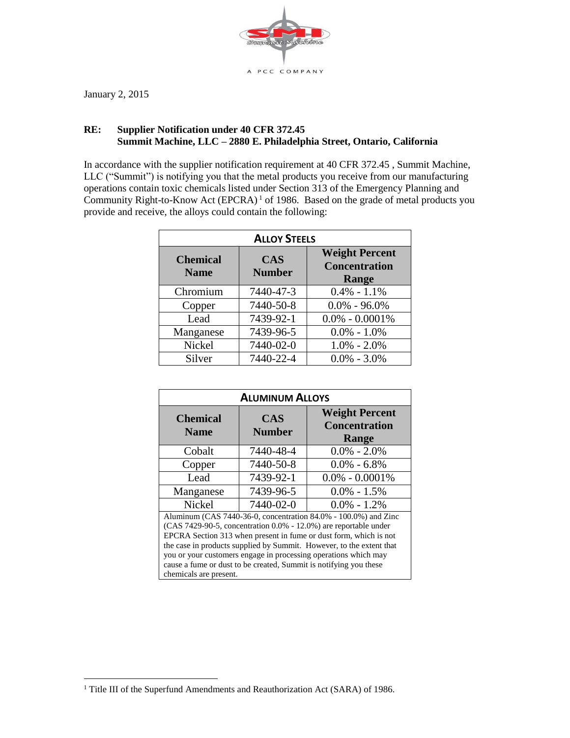A PCC COMPANY

January 2, 2015

**RE: Supplier Notification under 40 CFR 372.45**
**Summit Machine, LLC – 2880 E. Philadelphia Street, Ontario, California**

In accordance with the supplier notification requirement at 40 CFR 372.45 , Summit Machine, LLC ("Summit") is notifying you that the metal products you receive from our manufacturing operations contain toxic chemicals listed under Section 313 of the Emergency Planning and Community Right-to-Know Act (EPCRA)[1] of 1986. Based on the grade of metal products you provide and receive, the alloys could contain the following:

| **ALLOY STEELS** | | |
|---|---|---|
| **Chemical Name** | **CAS Number** | **Weight Percent Concentration Range** |
| Chromium | 7440-47-3 | 0.4% - 1.1% |
| Copper | 7440-50-8 | 0.0% - 96.0% |
| Lead | 7439-92-1 | 0.0% - 0.0001% |
| Manganese | 7439-96-5 | 0.0% - 1.0% |
| Nickel | 7440-02-0 | 1.0% - 2.0% |
| Silver | 7440-22-4 | 0.0% - 3.0% |

| **ALUMINUM ALLOYS** | | |
|---|---|---|
| **Chemical Name** | **CAS Number** | **Weight Percent Concentration Range** |
| Cobalt | 7440-48-4 | 0.0% - 2.0% |
| Copper | 7440-50-8 | 0.0% - 6.8% |
| Lead | 7439-92-1 | 0.0% - 0.0001% |
| Manganese | 7439-96-5 | 0.0% - 1.5% |
| Nickel | 7440-02-0 | 0.0% - 1.2% |
| Aluminum (CAS 7440-36-0, concentration 84.0% - 100.0%) and Zinc (CAS 7429-90-5, concentration 0.0% - 12.0%) are reportable under EPCRA Section 313 when present in fume or dust form, which is not the case in products supplied by Summit. However, to the extent that you or your customers engage in processing operations which may cause a fume or dust to be created, Summit is notifying you these chemicals are present. | | |

[1] Title III of the Superfund Amendments and Reauthorization Act (SARA) of 1986.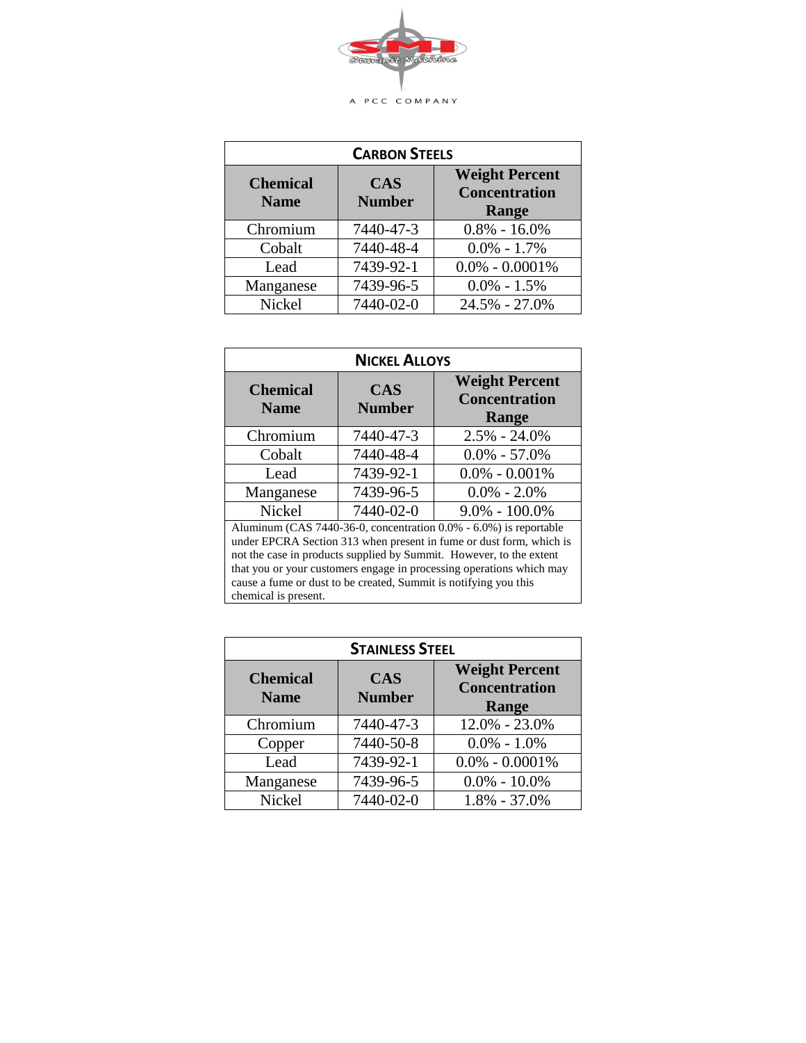A PCC COMPANY

| **CARBON STEELS** | | |
|---|---|---|
| **Chemical Name** | **CAS Number** | **Weight Percent Concentration Range** |
| Chromium | 7440-47-3 | 0.8% - 16.0% |
| Cobalt | 7440-48-4 | 0.0% - 1.7% |
| Lead | 7439-92-1 | 0.0% - 0.0001% |
| Manganese | 7439-96-5 | 0.0% - 1.5% |
| Nickel | 7440-02-0 | 24.5% - 27.0% |

| **NICKEL ALLOYS** | | |
|---|---|---|
| **Chemical Name** | **CAS Number** | **Weight Percent Concentration Range** |
| Chromium | 7440-47-3 | 2.5% - 24.0% |
| Cobalt | 7440-48-4 | 0.0% - 57.0% |
| Lead | 7439-92-1 | 0.0% - 0.001% |
| Manganese | 7439-96-5 | 0.0% - 2.0% |
| Nickel | 7440-02-0 | 9.0% - 100.0% |

Aluminum (CAS 7440-36-0, concentration 0.0% - 6.0%) is reportable under EPCRA Section 313 when present in fume or dust form, which is not the case in products supplied by Summit. However, to the extent that you or your customers engage in processing operations which may cause a fume or dust to be created, Summit is notifying you this chemical is present.

| **STAINLESS STEEL** | | |
|---|---|---|
| **Chemical Name** | **CAS Number** | **Weight Percent Concentration Range** |
| Chromium | 7440-47-3 | 12.0% - 23.0% |
| Copper | 7440-50-8 | 0.0% - 1.0% |
| Lead | 7439-92-1 | 0.0% - 0.0001% |
| Manganese | 7439-96-5 | 0.0% - 10.0% |
| Nickel | 7440-02-0 | 1.8% - 37.0% |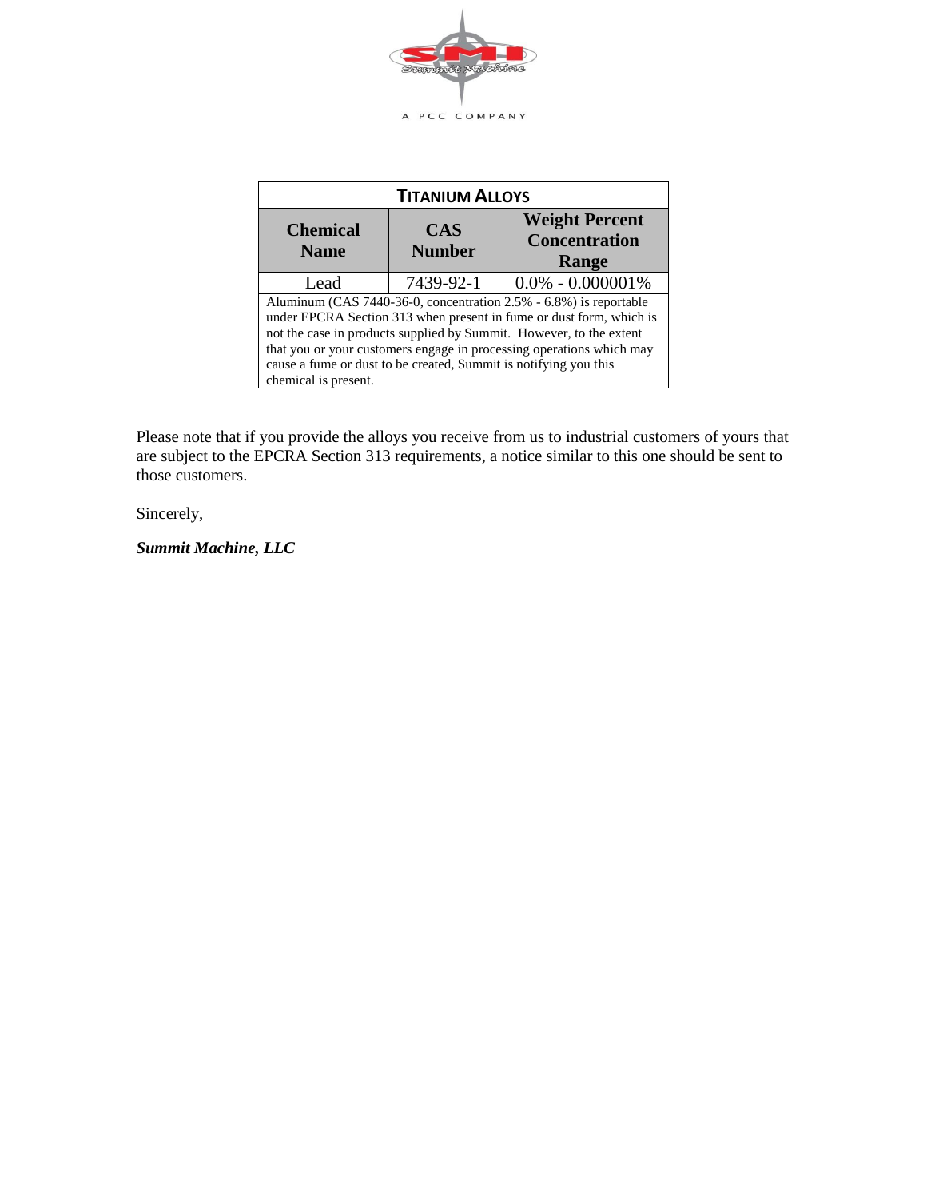| Titanium Alloys | | |
| --- | --- | --- |
| **Chemical Name** | **CAS Number** | **Weight Percent Concentration Range** |
| Lead | 7439-92-1 | 0.0% - 0.000001% |
| Aluminum (CAS 7440-36-0, concentration 2.5% - 6.8%) is reportable under EPCRA Section 313 when present in fume or dust form, which is not the case in products supplied by Summit. However, to the extent that you or your customers engage in processing operations which may cause a fume or dust to be created, Summit is notifying you this chemical is present. | | |

Please note that if you provide the alloys you receive from us to industrial customers of yours that are subject to the EPCRA Section 313 requirements, a notice similar to this one should be sent to those customers.

Sincerely,

***Summit Machine, LLC***